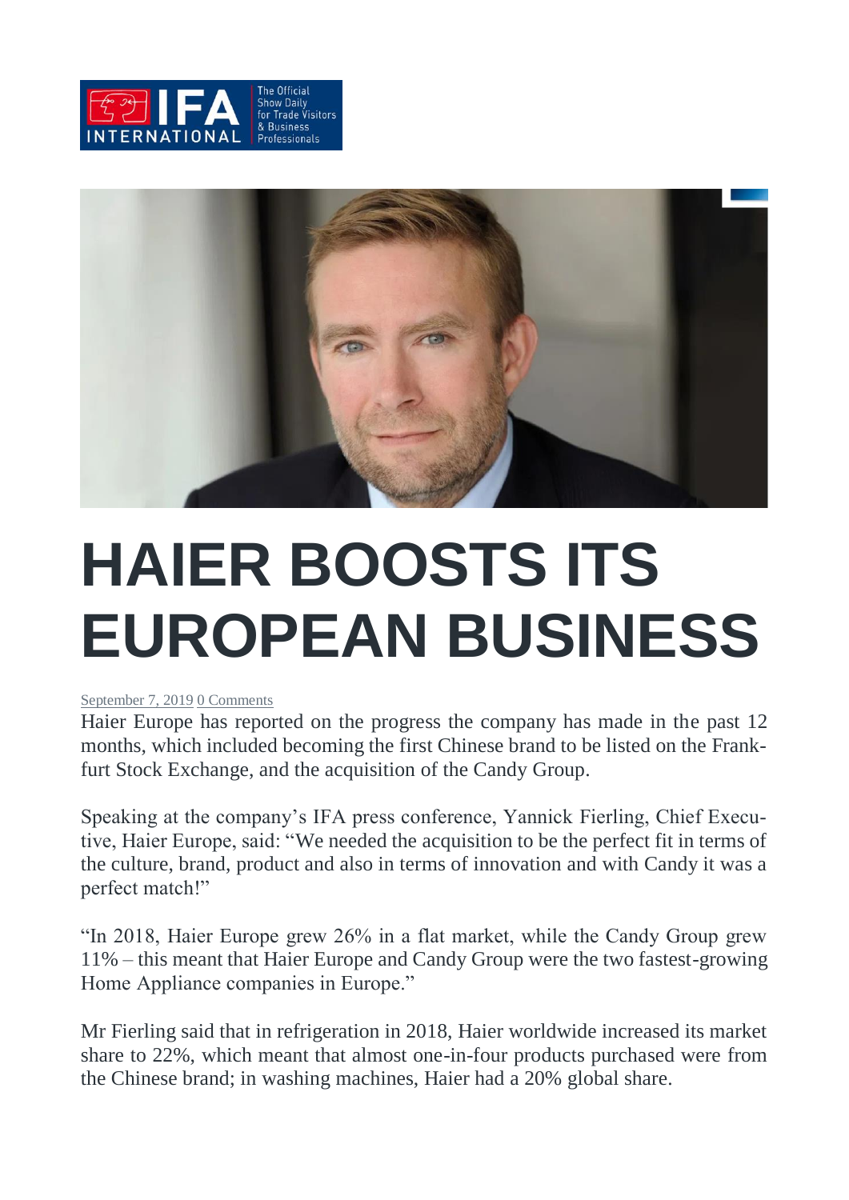# HAIER BOOSTS ITS EUROPEAN BUSINESS

September 7, 2019 0 Comments

Haier Europe has reported on the progress the company has made in the past 12 months, which included becoming the first Chinese brand to be listed on the Frankfurt Stock Exchange, and the acquisition of the Candy Group.

Speaking at the company's IFA press conference, Yannick Fierling, Chief Executive, Haier Europe, said: "We needed the acquisition to be the perfect fit in terms of the culture, brand, product and also in terms of innovation and with Candy it was a perfect match!"

"In 2018, Haier Europe grew 26% in a flat market, while the Candy Group grew 11% – this meant that Haier Europe and Candy Group were the two fastest-growing Home Appliance companies in Europe."

Mr Fierling said that in refrigeration in 2018, Haier worldwide increased its market share to 22%, which meant that almost one-in-four products purchased were from the Chinese brand; in washing machines, Haier had a 20% global share.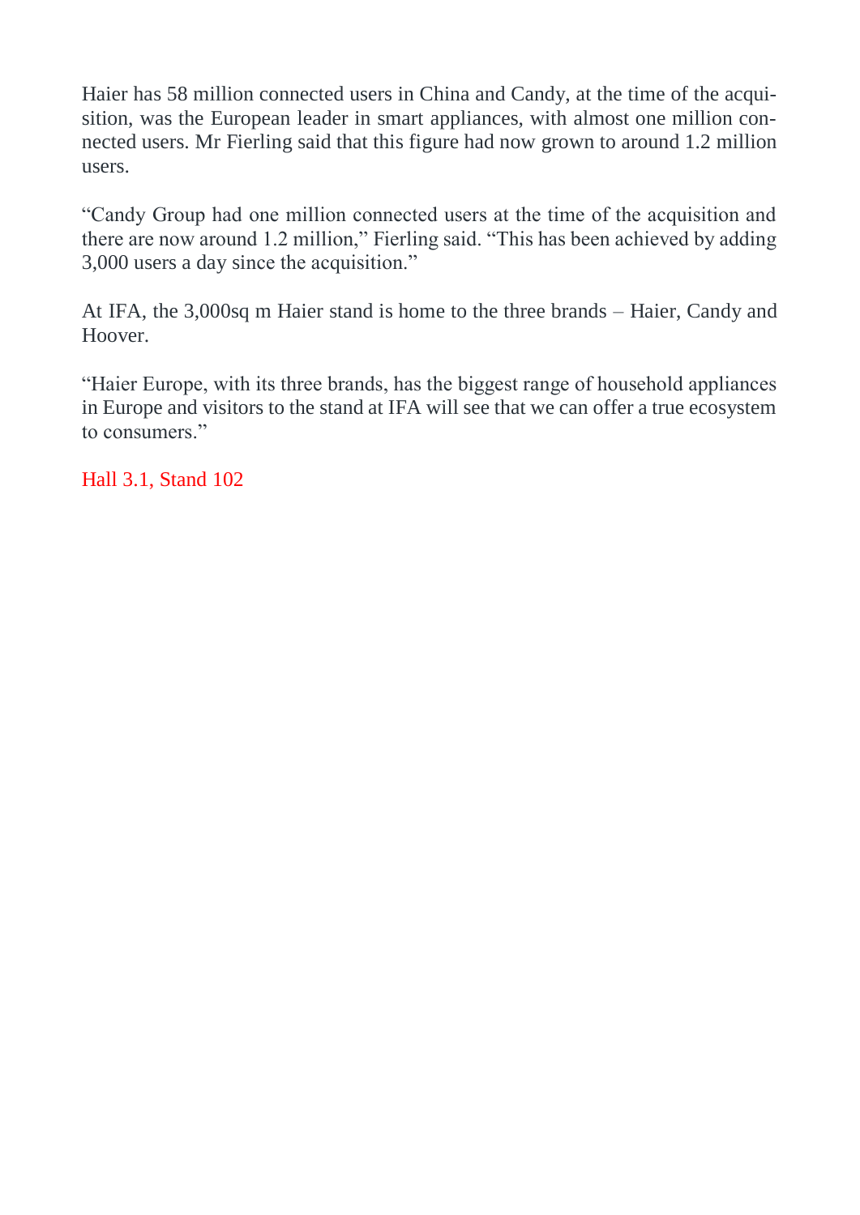Haier has 58 million connected users in China and Candy, at the time of the acquisition, was the European leader in smart appliances, with almost one million connected users. Mr Fierling said that this figure had now grown to around 1.2 million users.

"Candy Group had one million connected users at the time of the acquisition and there are now around 1.2 million," Fierling said. "This has been achieved by adding 3,000 users a day since the acquisition."

At IFA, the 3,000sq m Haier stand is home to the three brands – Haier, Candy and Hoover.

"Haier Europe, with its three brands, has the biggest range of household appliances in Europe and visitors to the stand at IFA will see that we can offer a true ecosystem to consumers."

Hall 3.1, Stand 102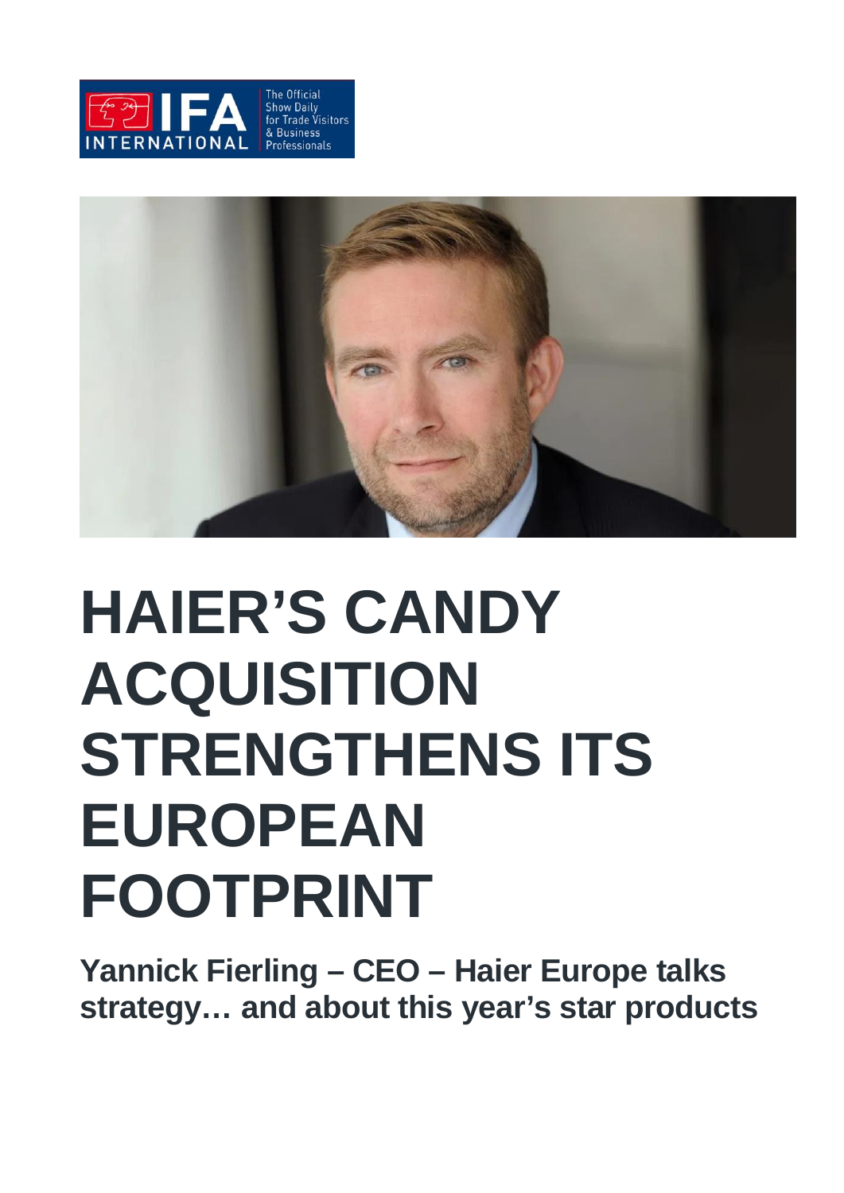# HAIER'S CANDY ACQUISITION STRENGTHENS ITS EUROPEAN FOOTPRINT

**Yannick Fierling – CEO – Haier Europe talks strategy… and about this year's star products**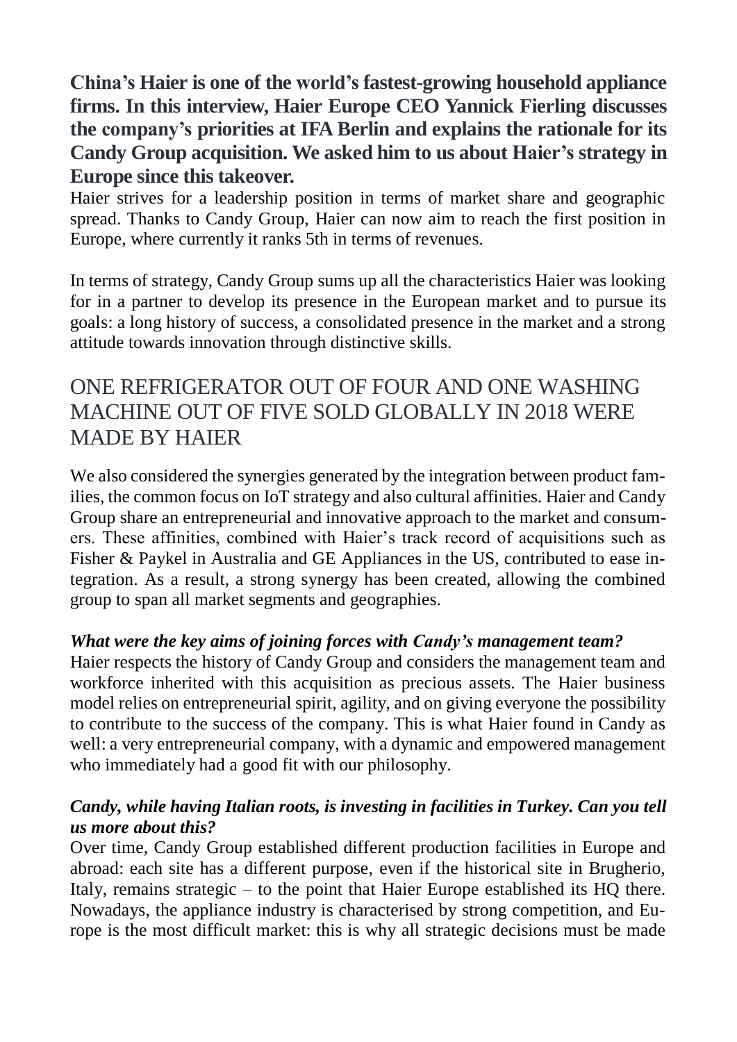**China's Haier is one of the world's fastest-growing household appliance firms. In this interview, Haier Europe CEO Yannick Fierling discusses the company's priorities at IFA Berlin and explains the rationale for its Candy Group acquisition. We asked him to us about Haier's strategy in Europe since this takeover.**

Haier strives for a leadership position in terms of market share and geographic spread. Thanks to Candy Group, Haier can now aim to reach the first position in Europe, where currently it ranks 5th in terms of revenues.

In terms of strategy, Candy Group sums up all the characteristics Haier was looking for in a partner to develop its presence in the European market and to pursue its goals: a long history of success, a consolidated presence in the market and a strong attitude towards innovation through distinctive skills.

## ONE REFRIGERATOR OUT OF FOUR AND ONE WASHING MACHINE OUT OF FIVE SOLD GLOBALLY IN 2018 WERE MADE BY HAIER

We also considered the synergies generated by the integration between product families, the common focus on IoT strategy and also cultural affinities. Haier and Candy Group share an entrepreneurial and innovative approach to the market and consumers. These affinities, combined with Haier's track record of acquisitions such as Fisher & Paykel in Australia and GE Appliances in the US, contributed to ease integration. As a result, a strong synergy has been created, allowing the combined group to span all market segments and geographies.

***What were the key aims of joining forces with Candy's management team?***

Haier respects the history of Candy Group and considers the management team and workforce inherited with this acquisition as precious assets. The Haier business model relies on entrepreneurial spirit, agility, and on giving everyone the possibility to contribute to the success of the company. This is what Haier found in Candy as well: a very entrepreneurial company, with a dynamic and empowered management who immediately had a good fit with our philosophy.

***Candy, while having Italian roots, is investing in facilities in Turkey. Can you tell us more about this?***

Over time, Candy Group established different production facilities in Europe and abroad: each site has a different purpose, even if the historical site in Brugherio, Italy, remains strategic – to the point that Haier Europe established its HQ there. Nowadays, the appliance industry is characterised by strong competition, and Europe is the most difficult market: this is why all strategic decisions must be made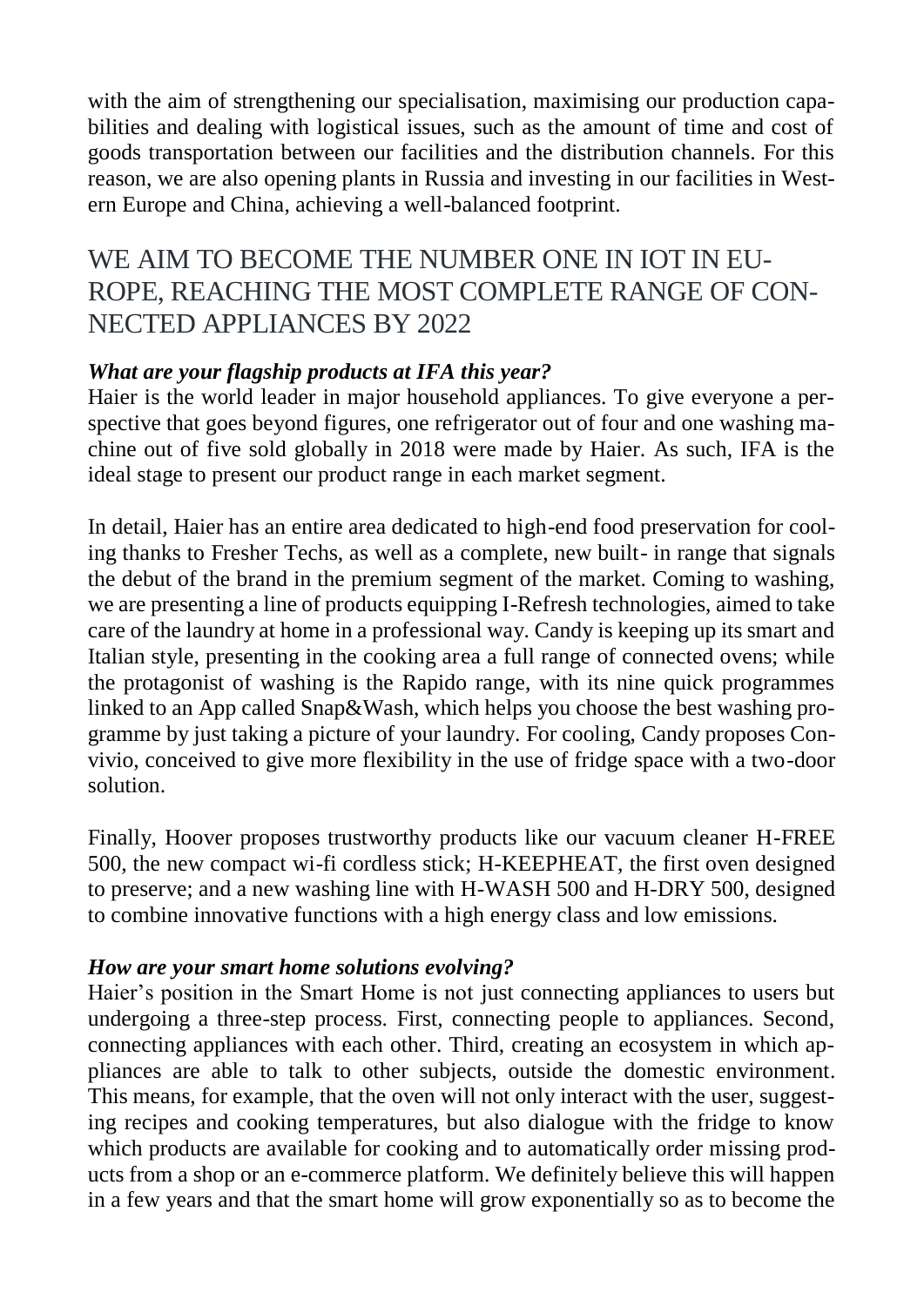with the aim of strengthening our specialisation, maximising our production capabilities and dealing with logistical issues, such as the amount of time and cost of goods transportation between our facilities and the distribution channels. For this reason, we are also opening plants in Russia and investing in our facilities in Western Europe and China, achieving a well-balanced footprint.

## WE AIM TO BECOME THE NUMBER ONE IN IOT IN EUROPE, REACHING THE MOST COMPLETE RANGE OF CONNECTED APPLIANCES BY 2022

***What are your flagship products at IFA this year?***

Haier is the world leader in major household appliances. To give everyone a perspective that goes beyond figures, one refrigerator out of four and one washing machine out of five sold globally in 2018 were made by Haier. As such, IFA is the ideal stage to present our product range in each market segment.

In detail, Haier has an entire area dedicated to high-end food preservation for cooling thanks to Fresher Techs, as well as a complete, new built- in range that signals the debut of the brand in the premium segment of the market. Coming to washing, we are presenting a line of products equipping I-Refresh technologies, aimed to take care of the laundry at home in a professional way. Candy is keeping up its smart and Italian style, presenting in the cooking area a full range of connected ovens; while the protagonist of washing is the Rapido range, with its nine quick programmes linked to an App called Snap&Wash, which helps you choose the best washing programme by just taking a picture of your laundry. For cooling, Candy proposes Convivio, conceived to give more flexibility in the use of fridge space with a two-door solution.

Finally, Hoover proposes trustworthy products like our vacuum cleaner H-FREE 500, the new compact wi-fi cordless stick; H-KEEPHEAT, the first oven designed to preserve; and a new washing line with H-WASH 500 and H-DRY 500, designed to combine innovative functions with a high energy class and low emissions.

***How are your smart home solutions evolving?***

Haier's position in the Smart Home is not just connecting appliances to users but undergoing a three-step process. First, connecting people to appliances. Second, connecting appliances with each other. Third, creating an ecosystem in which appliances are able to talk to other subjects, outside the domestic environment. This means, for example, that the oven will not only interact with the user, suggesting recipes and cooking temperatures, but also dialogue with the fridge to know which products are available for cooking and to automatically order missing products from a shop or an e-commerce platform. We definitely believe this will happen in a few years and that the smart home will grow exponentially so as to become the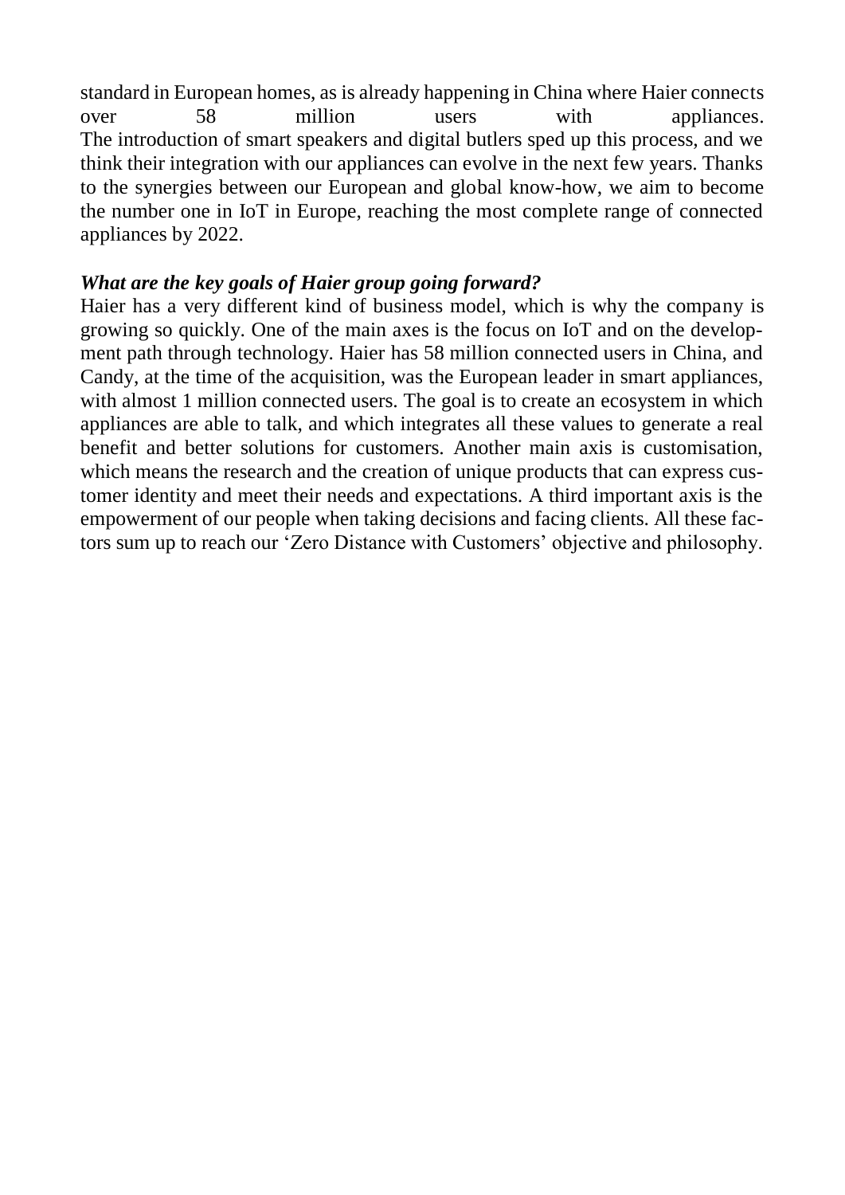standard in European homes, as is already happening in China where Haier connects over 58 million users with appliances.
The introduction of smart speakers and digital butlers sped up this process, and we think their integration with our appliances can evolve in the next few years. Thanks to the synergies between our European and global know-how, we aim to become the number one in IoT in Europe, reaching the most complete range of connected appliances by 2022.

***What are the key goals of Haier group going forward?***

Haier has a very different kind of business model, which is why the company is growing so quickly. One of the main axes is the focus on IoT and on the development path through technology. Haier has 58 million connected users in China, and Candy, at the time of the acquisition, was the European leader in smart appliances, with almost 1 million connected users. The goal is to create an ecosystem in which appliances are able to talk, and which integrates all these values to generate a real benefit and better solutions for customers. Another main axis is customisation, which means the research and the creation of unique products that can express customer identity and meet their needs and expectations. A third important axis is the empowerment of our people when taking decisions and facing clients. All these factors sum up to reach our 'Zero Distance with Customers' objective and philosophy.